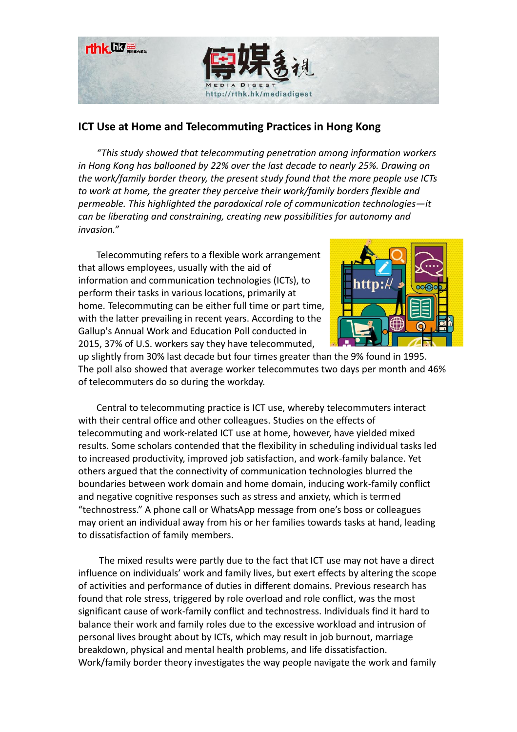## ICT Use at Home and Telecommuting Practices in Hong Kong

*"This study showed that telecommuting penetration among information workers in Hong Kong has ballooned by 22% over the last decade to nearly 25%. Drawing on the work/family border theory, the present study found that the more people use ICTs to work at home, the greater they perceive their work/family borders flexible and permeable. This highlighted the paradoxical role of communication technologies—it can be liberating and constraining, creating new possibilities for autonomy and invasion."*

Telecommuting refers to a flexible work arrangement that allows employees, usually with the aid of information and communication technologies (ICTs), to perform their tasks in various locations, primarily at home. Telecommuting can be either full time or part time, with the latter prevailing in recent years. According to the Gallup's Annual Work and Education Poll conducted in 2015, 37% of U.S. workers say they have telecommuted, up slightly from 30% last decade but four times greater than the 9% found in 1995. The poll also showed that average worker telecommutes two days per month and 46% of telecommuters do so during the workday.

Central to telecommuting practice is ICT use, whereby telecommuters interact with their central office and other colleagues. Studies on the effects of telecommuting and work-related ICT use at home, however, have yielded mixed results. Some scholars contended that the flexibility in scheduling individual tasks led to increased productivity, improved job satisfaction, and work-family balance. Yet others argued that the connectivity of communication technologies blurred the boundaries between work domain and home domain, inducing work-family conflict and negative cognitive responses such as stress and anxiety, which is termed "technostress." A phone call or WhatsApp message from one's boss or colleagues may orient an individual away from his or her families towards tasks at hand, leading to dissatisfaction of family members.

The mixed results were partly due to the fact that ICT use may not have a direct influence on individuals' work and family lives, but exert effects by altering the scope of activities and performance of duties in different domains. Previous research has found that role stress, triggered by role overload and role conflict, was the most significant cause of work-family conflict and technostress. Individuals find it hard to balance their work and family roles due to the excessive workload and intrusion of personal lives brought about by ICTs, which may result in job burnout, marriage breakdown, physical and mental health problems, and life dissatisfaction. Work/family border theory investigates the way people navigate the work and family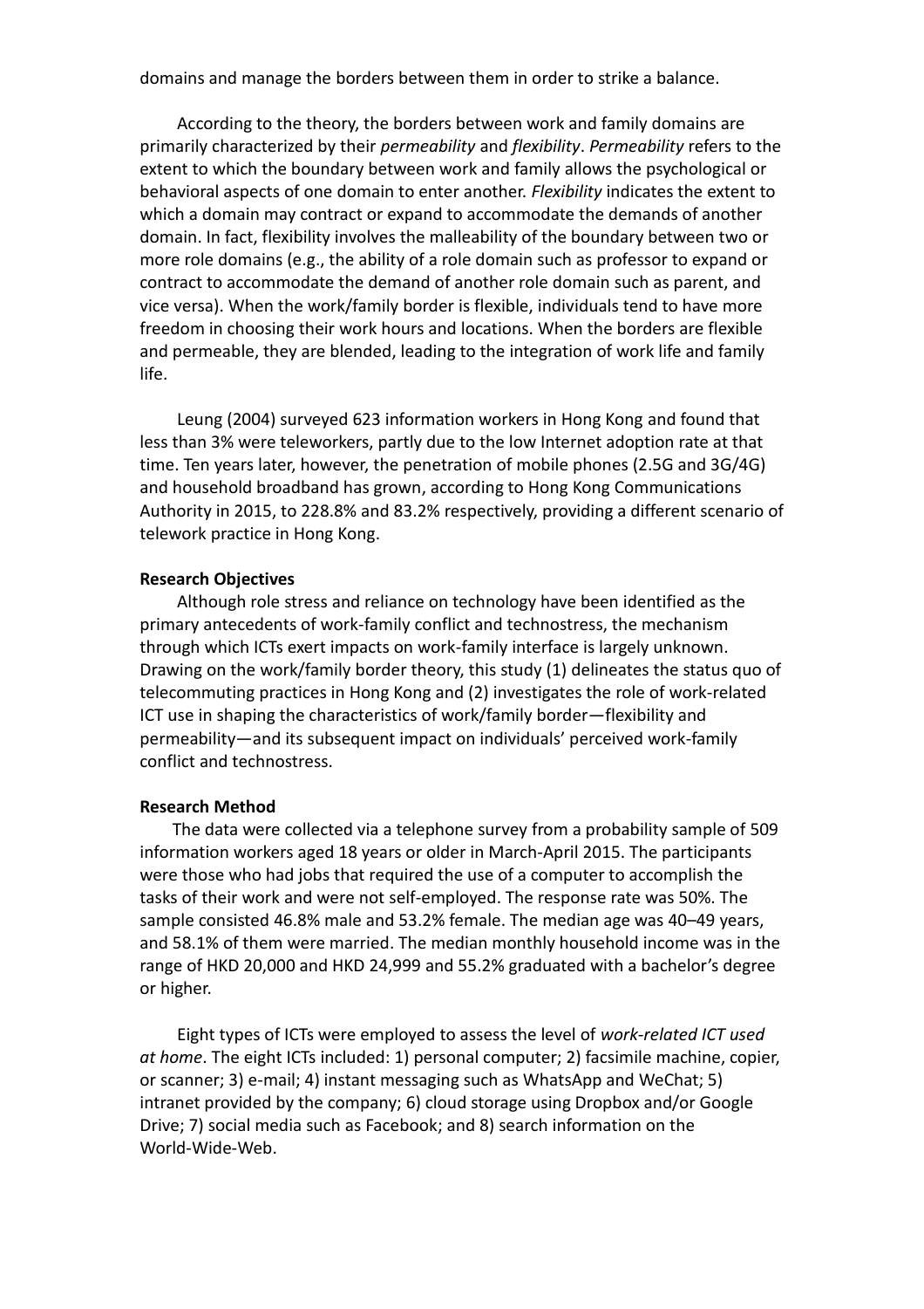domains and manage the borders between them in order to strike a balance.

According to the theory, the borders between work and family domains are primarily characterized by their *permeability* and *flexibility*. *Permeability* refers to the extent to which the boundary between work and family allows the psychological or behavioral aspects of one domain to enter another. *Flexibility* indicates the extent to which a domain may contract or expand to accommodate the demands of another domain. In fact, flexibility involves the malleability of the boundary between two or more role domains (e.g., the ability of a role domain such as professor to expand or contract to accommodate the demand of another role domain such as parent, and vice versa). When the work/family border is flexible, individuals tend to have more freedom in choosing their work hours and locations. When the borders are flexible and permeable, they are blended, leading to the integration of work life and family life.

Leung (2004) surveyed 623 information workers in Hong Kong and found that less than 3% were teleworkers, partly due to the low Internet adoption rate at that time. Ten years later, however, the penetration of mobile phones (2.5G and 3G/4G) and household broadband has grown, according to Hong Kong Communications Authority in 2015, to 228.8% and 83.2% respectively, providing a different scenario of telework practice in Hong Kong.

**Research Objectives**

Although role stress and reliance on technology have been identified as the primary antecedents of work-family conflict and technostress, the mechanism through which ICTs exert impacts on work-family interface is largely unknown. Drawing on the work/family border theory, this study (1) delineates the status quo of telecommuting practices in Hong Kong and (2) investigates the role of work-related ICT use in shaping the characteristics of work/family border—flexibility and permeability—and its subsequent impact on individuals' perceived work-family conflict and technostress.

**Research Method**

The data were collected via a telephone survey from a probability sample of 509 information workers aged 18 years or older in March-April 2015. The participants were those who had jobs that required the use of a computer to accomplish the tasks of their work and were not self-employed. The response rate was 50%. The sample consisted 46.8% male and 53.2% female. The median age was 40–49 years, and 58.1% of them were married. The median monthly household income was in the range of HKD 20,000 and HKD 24,999 and 55.2% graduated with a bachelor's degree or higher.

Eight types of ICTs were employed to assess the level of *work-related ICT used at home*. The eight ICTs included: 1) personal computer; 2) facsimile machine, copier, or scanner; 3) e-mail; 4) instant messaging such as WhatsApp and WeChat; 5) intranet provided by the company; 6) cloud storage using Dropbox and/or Google Drive; 7) social media such as Facebook; and 8) search information on the World-Wide-Web.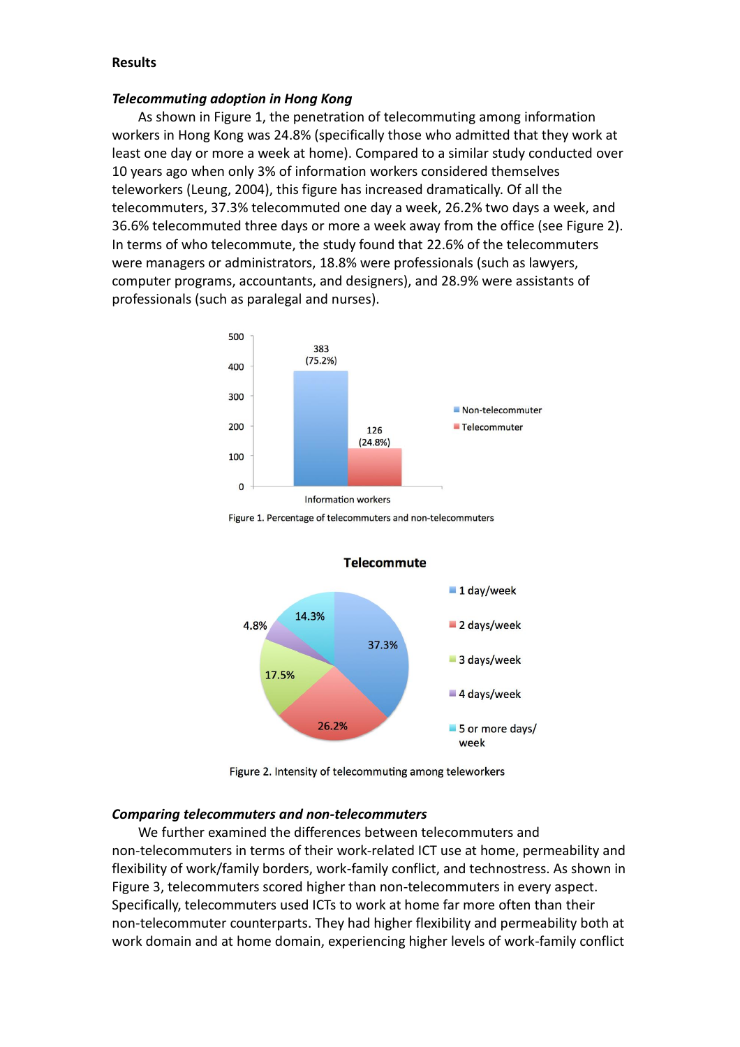**Results**

***Telecommuting adoption in Hong Kong***

As shown in Figure 1, the penetration of telecommuting among information workers in Hong Kong was 24.8% (specifically those who admitted that they work at least one day or more a week at home). Compared to a similar study conducted over 10 years ago when only 3% of information workers considered themselves teleworkers (Leung, 2004), this figure has increased dramatically. Of all the telecommuters, 37.3% telecommuted one day a week, 26.2% two days a week, and 36.6% telecommuted three days or more a week away from the office (see Figure 2). In terms of who telecommute, the study found that 22.6% of the telecommuters were managers or administrators, 18.8% were professionals (such as lawyers, computer programs, accountants, and designers), and 28.9% were assistants of professionals (such as paralegal and nurses).

500
400
300
200
100
0
383 (75.2%)
126 (24.8%)
Information workers
Non-telecommuter
Telecommuter

Figure 1. Percentage of telecommuters and non-telecommuters

Telecommute
37.3%
26.2%
17.5%
4.8%
14.3%
1 day/week
2 days/week
3 days/week
4 days/week
5 or more days/week

Figure 2. Intensity of telecommuting among teleworkers

***Comparing telecommuters and non-telecommuters***

We further examined the differences between telecommuters and non-telecommuters in terms of their work-related ICT use at home, permeability and flexibility of work/family borders, work-family conflict, and technostress. As shown in Figure 3, telecommuters scored higher than non-telecommuters in every aspect. Specifically, telecommuters used ICTs to work at home far more often than their non-telecommuter counterparts. They had higher flexibility and permeability both at work domain and at home domain, experiencing higher levels of work-family conflict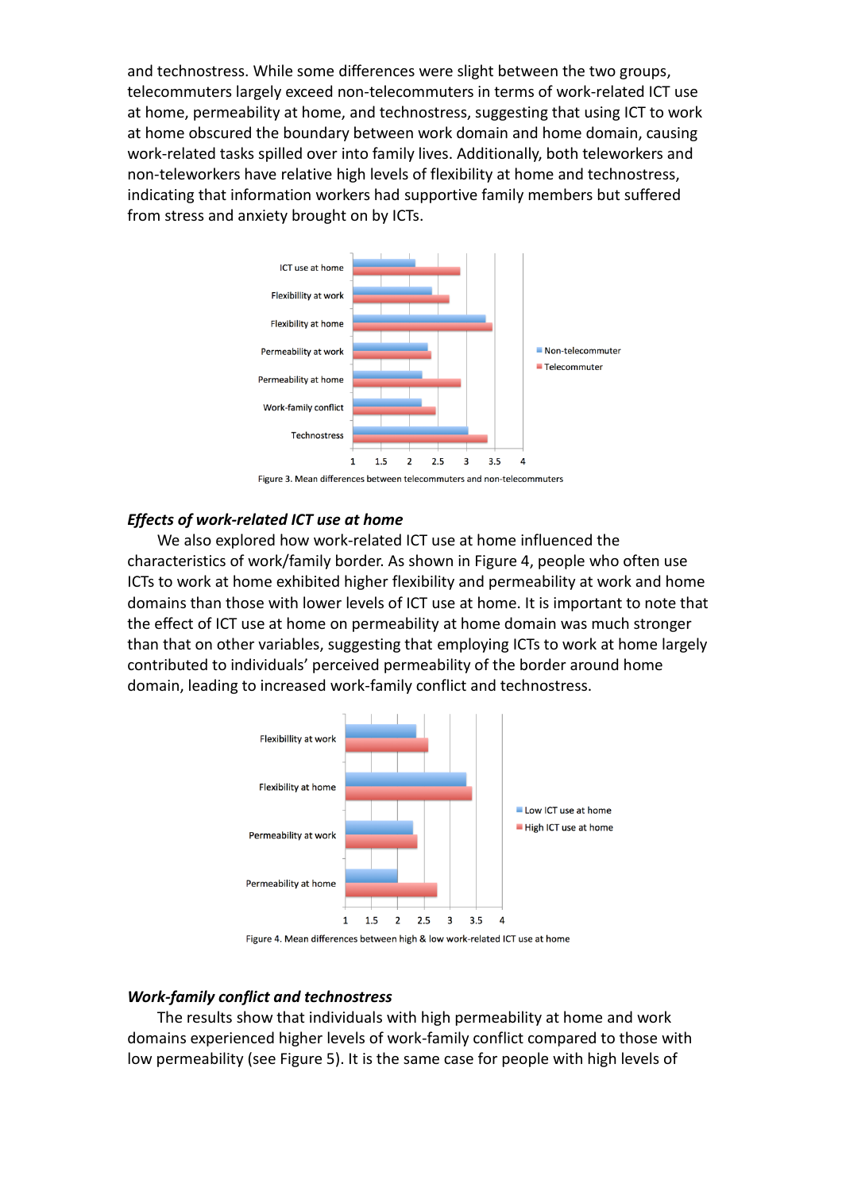and technostress. While some differences were slight between the two groups, telecommuters largely exceed non-telecommuters in terms of work-related ICT use at home, permeability at home, and technostress, suggesting that using ICT to work at home obscured the boundary between work domain and home domain, causing work-related tasks spilled over into family lives. Additionally, both teleworkers and non-teleworkers have relative high levels of flexibility at home and technostress, indicating that information workers had supportive family members but suffered from stress and anxiety brought on by ICTs.

ICT use at home
Flexibillity at work
Flexibility at home
Permeability at work
Permeability at home
Work-family conflict
Technostress

1 1.5 2 2.5 3 3.5 4

Non-telecommuter
Telecommuter

Figure 3. Mean differences between telecommuters and non-telecommuters

### *Effects of work-related ICT use at home*

We also explored how work-related ICT use at home influenced the characteristics of work/family border. As shown in Figure 4, people who often use ICTs to work at home exhibited higher flexibility and permeability at work and home domains than those with lower levels of ICT use at home. It is important to note that the effect of ICT use at home on permeability at home domain was much stronger than that on other variables, suggesting that employing ICTs to work at home largely contributed to individuals' perceived permeability of the border around home domain, leading to increased work-family conflict and technostress.

Flexibillity at work
Flexibility at home
Permeability at work
Permeability at home

1 1.5 2 2.5 3 3.5 4

Low ICT use at home
High ICT use at home

Figure 4. Mean differences between high & low work-related ICT use at home

### *Work-family conflict and technostress*

The results show that individuals with high permeability at home and work domains experienced higher levels of work-family conflict compared to those with low permeability (see Figure 5). It is the same case for people with high levels of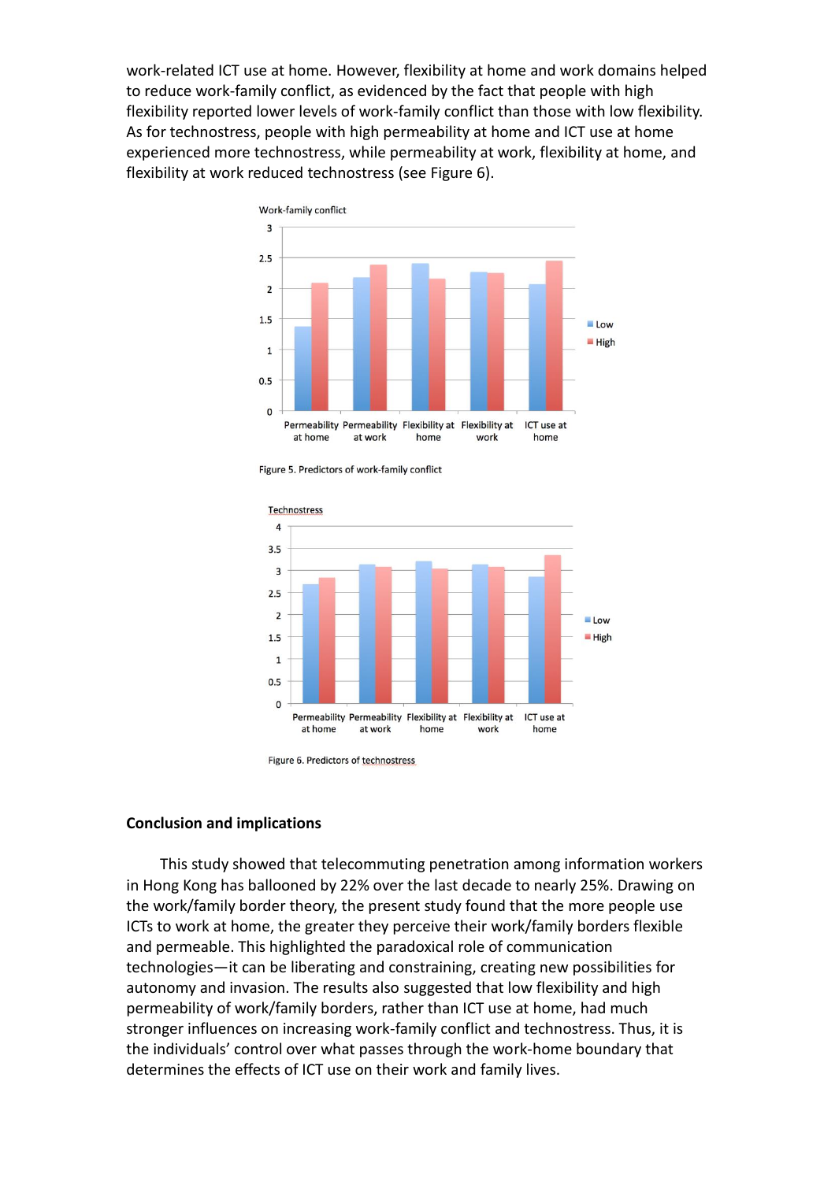work-related ICT use at home. However, flexibility at home and work domains helped to reduce work-family conflict, as evidenced by the fact that people with high flexibility reported lower levels of work-family conflict than those with low flexibility. As for technostress, people with high permeability at home and ICT use at home experienced more technostress, while permeability at work, flexibility at home, and flexibility at work reduced technostress (see Figure 6).

Work-family conflict

3
2.5
2
1.5
1
0.5
0

Permeability at home
Permeability at work
Flexibility at home
Flexibility at work
ICT use at home

Low
High

Figure 5. Predictors of work-family conflict

Technostress

4
3.5
3
2.5
2
1.5
1
0.5
0

Permeability at home
Permeability at work
Flexibility at home
Flexibility at work
ICT use at home

Low
High

Figure 6. Predictors of technostress

**Conclusion and implications**

This study showed that telecommuting penetration among information workers in Hong Kong has ballooned by 22% over the last decade to nearly 25%. Drawing on the work/family border theory, the present study found that the more people use ICTs to work at home, the greater they perceive their work/family borders flexible and permeable. This highlighted the paradoxical role of communication technologies—it can be liberating and constraining, creating new possibilities for autonomy and invasion. The results also suggested that low flexibility and high permeability of work/family borders, rather than ICT use at home, had much stronger influences on increasing work-family conflict and technostress. Thus, it is the individuals' control over what passes through the work-home boundary that determines the effects of ICT use on their work and family lives.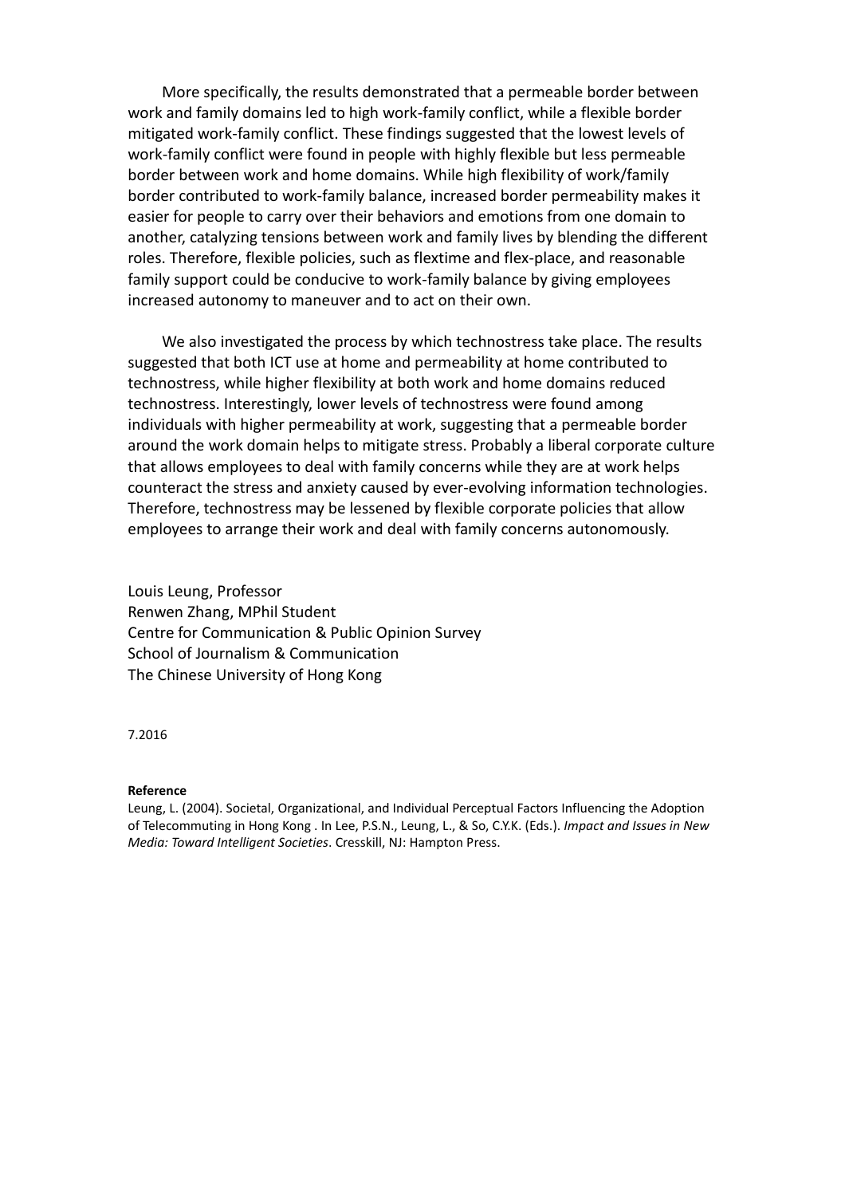More specifically, the results demonstrated that a permeable border between work and family domains led to high work-family conflict, while a flexible border mitigated work-family conflict. These findings suggested that the lowest levels of work-family conflict were found in people with highly flexible but less permeable border between work and home domains. While high flexibility of work/family border contributed to work-family balance, increased border permeability makes it easier for people to carry over their behaviors and emotions from one domain to another, catalyzing tensions between work and family lives by blending the different roles. Therefore, flexible policies, such as flextime and flex-place, and reasonable family support could be conducive to work-family balance by giving employees increased autonomy to maneuver and to act on their own.

We also investigated the process by which technostress take place. The results suggested that both ICT use at home and permeability at home contributed to technostress, while higher flexibility at both work and home domains reduced technostress. Interestingly, lower levels of technostress were found among individuals with higher permeability at work, suggesting that a permeable border around the work domain helps to mitigate stress. Probably a liberal corporate culture that allows employees to deal with family concerns while they are at work helps counteract the stress and anxiety caused by ever-evolving information technologies. Therefore, technostress may be lessened by flexible corporate policies that allow employees to arrange their work and deal with family concerns autonomously.

Louis Leung, Professor
Renwen Zhang, MPhil Student
Centre for Communication & Public Opinion Survey
School of Journalism & Communication
The Chinese University of Hong Kong

7.2016

**Reference**

Leung, L. (2004). Societal, Organizational, and Individual Perceptual Factors Influencing the Adoption of Telecommuting in Hong Kong . In Lee, P.S.N., Leung, L., & So, C.Y.K. (Eds.). *Impact and Issues in New Media: Toward Intelligent Societies*. Cresskill, NJ: Hampton Press.